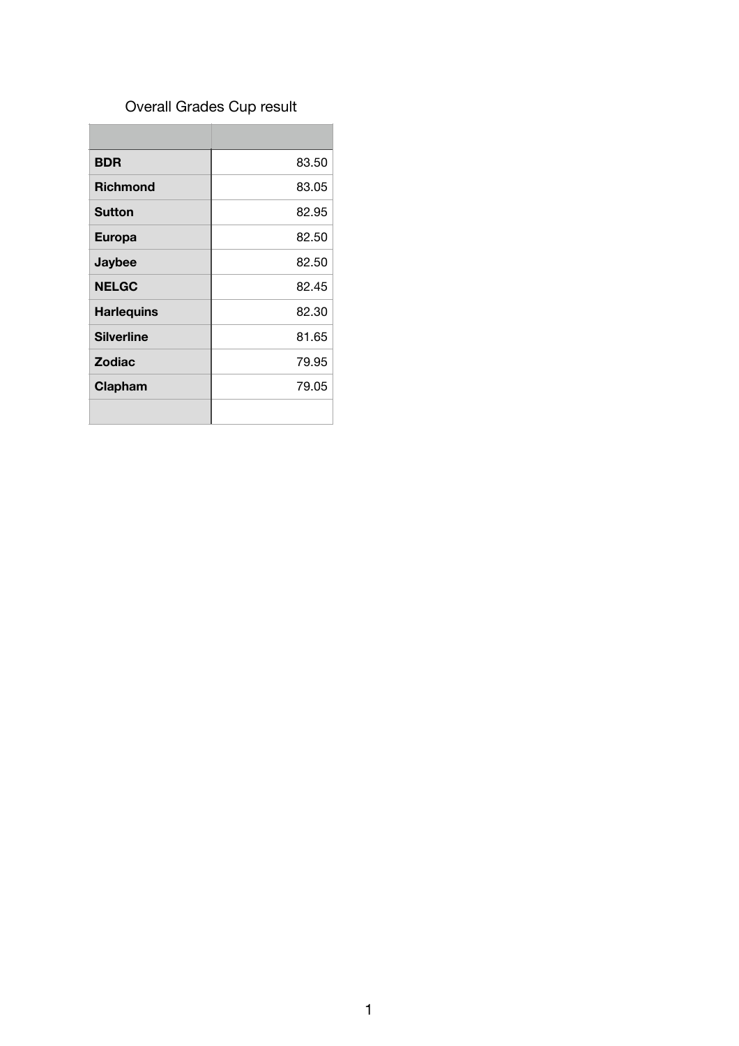Overall Grades Cup result

| | |
|---|---|
| **BDR** | 83.50 |
| **Richmond** | 83.05 |
| **Sutton** | 82.95 |
| **Europa** | 82.50 |
| **Jaybee** | 82.50 |
| **NELGC** | 82.45 |
| **Harlequins** | 82.30 |
| **Silverline** | 81.65 |
| **Zodiac** | 79.95 |
| **Clapham** | 79.05 |
| | |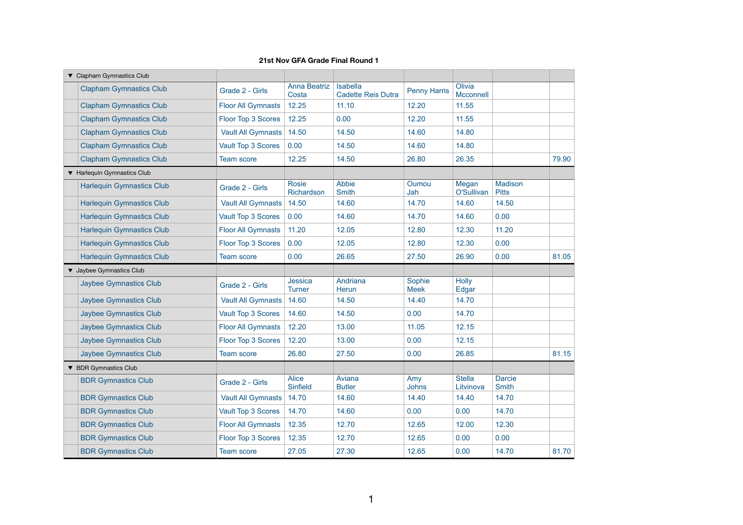**21st Nov GFA Grade Final Round 1**

| | | | | | | | |
|---|---|---|---|---|---|---|---|
| ▼ Clapham Gymnastics Club | | | | | | | |
| Clapham Gymnastics Club | Grade 2 - Girls | Anna Beatriz Costa | Isabella Cadette Reis Dutra | Penny Harris | Olivia Mcconnell | | |
| Clapham Gymnastics Club | Floor All Gymnasts | 12.25 | 11.10 | 12.20 | 11.55 | | |
| Clapham Gymnastics Club | Floor Top 3 Scores | 12.25 | 0.00 | 12.20 | 11.55 | | |
| Clapham Gymnastics Club | Vault All Gymnasts | 14.50 | 14.50 | 14.60 | 14.80 | | |
| Clapham Gymnastics Club | Vault Top 3 Scores | 0.00 | 14.50 | 14.60 | 14.80 | | |
| Clapham Gymnastics Club | Team score | 12.25 | 14.50 | 26.80 | 26.35 | | 79.90 |
| ▼ Harlequin Gymnastics Club | | | | | | | |
| Harlequin Gymnastics Club | Grade 2 - Girls | Rosie Richardson | Abbie Smith | Oumou Jah | Megan O'Sullivan | Madison Pitts | |
| Harlequin Gymnastics Club | Vault All Gymnasts | 14.50 | 14.60 | 14.70 | 14.60 | 14.50 | |
| Harlequin Gymnastics Club | Vault Top 3 Scores | 0.00 | 14.60 | 14.70 | 14.60 | 0.00 | |
| Harlequin Gymnastics Club | Floor All Gymnasts | 11.20 | 12.05 | 12.80 | 12.30 | 11.20 | |
| Harlequin Gymnastics Club | Floor Top 3 Scores | 0.00 | 12.05 | 12.80 | 12.30 | 0.00 | |
| Harlequin Gymnastics Club | Team score | 0.00 | 26.65 | 27.50 | 26.90 | 0.00 | 81.05 |
| ▼ Jaybee Gymnastics Club | | | | | | | |
| Jaybee Gymnastics Club | Grade 2 - Girls | Jessica Turner | Andriana Herun | Sophie Meek | Holly Edgar | | |
| Jaybee Gymnastics Club | Vault All Gymnasts | 14.60 | 14.50 | 14.40 | 14.70 | | |
| Jaybee Gymnastics Club | Vault Top 3 Scores | 14.60 | 14.50 | 0.00 | 14.70 | | |
| Jaybee Gymnastics Club | Floor All Gymnasts | 12.20 | 13.00 | 11.05 | 12.15 | | |
| Jaybee Gymnastics Club | Floor Top 3 Scores | 12.20 | 13.00 | 0.00 | 12.15 | | |
| Jaybee Gymnastics Club | Team score | 26.80 | 27.50 | 0.00 | 26.85 | | 81.15 |
| ▼ BDR Gymnastics Club | | | | | | | |
| BDR Gymnastics Club | Grade 2 - Girls | Alice Sinfield | Aviana Butler | Amy Johns | Stella Litvinova | Darcie Smith | |
| BDR Gymnastics Club | Vault All Gymnasts | 14.70 | 14.60 | 14.40 | 14.40 | 14.70 | |
| BDR Gymnastics Club | Vault Top 3 Scores | 14.70 | 14.60 | 0.00 | 0.00 | 14.70 | |
| BDR Gymnastics Club | Floor All Gymnasts | 12.35 | 12.70 | 12.65 | 12.00 | 12.30 | |
| BDR Gymnastics Club | Floor Top 3 Scores | 12.35 | 12.70 | 12.65 | 0.00 | 0.00 | |
| BDR Gymnastics Club | Team score | 27.05 | 27.30 | 12.65 | 0.00 | 14.70 | 81.70 |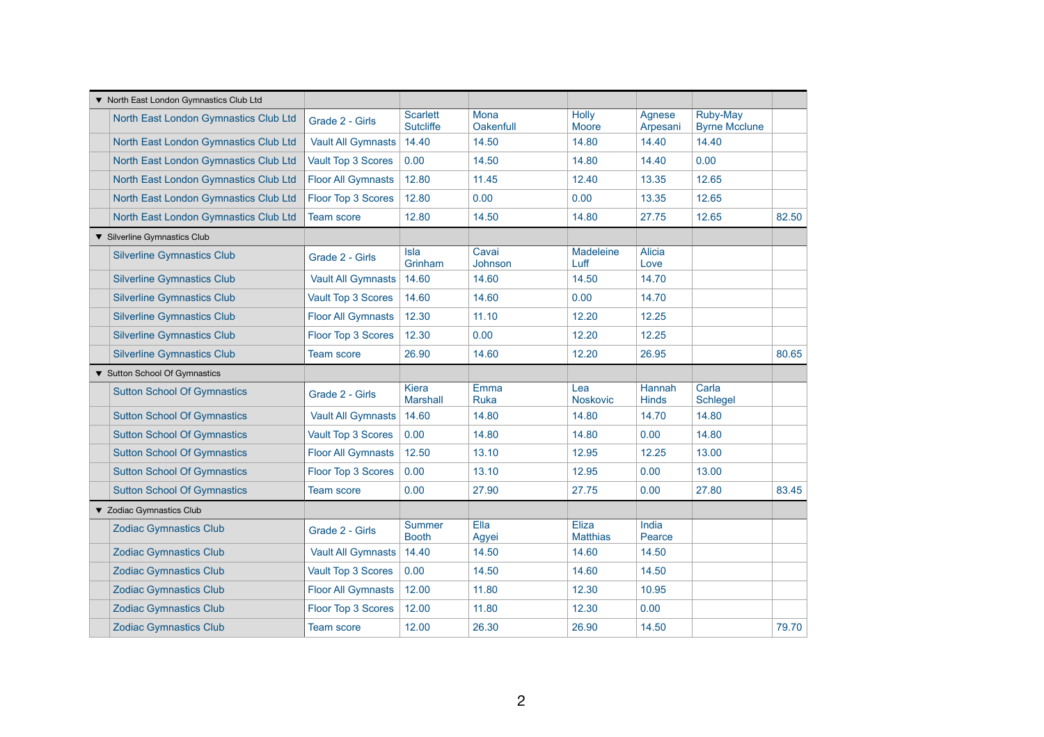| ▼ North East London Gymnastics Club Ltd | | | | | | | | |
|---|---|---|---|---|---|---|---|---|
| | North East London Gymnastics Club Ltd | Grade 2 - Girls | Scarlett Sutcliffe | Mona Oakenfull | Holly Moore | Agnese Arpesani | Ruby-May Byrne Mcclune | |
| | North East London Gymnastics Club Ltd | Vault All Gymnasts | 14.40 | 14.50 | 14.80 | 14.40 | 14.40 | |
| | North East London Gymnastics Club Ltd | Vault Top 3 Scores | 0.00 | 14.50 | 14.80 | 14.40 | 0.00 | |
| | North East London Gymnastics Club Ltd | Floor All Gymnasts | 12.80 | 11.45 | 12.40 | 13.35 | 12.65 | |
| | North East London Gymnastics Club Ltd | Floor Top 3 Scores | 12.80 | 0.00 | 0.00 | 13.35 | 12.65 | |
| | North East London Gymnastics Club Ltd | Team score | 12.80 | 14.50 | 14.80 | 27.75 | 12.65 | 82.50 |
| ▼ Silverline Gymnastics Club | | | | | | | | |
| | Silverline Gymnastics Club | Grade 2 - Girls | Isla Grinham | Cavai Johnson | Madeleine Luff | Alicia Love | | |
| | Silverline Gymnastics Club | Vault All Gymnasts | 14.60 | 14.60 | 14.50 | 14.70 | | |
| | Silverline Gymnastics Club | Vault Top 3 Scores | 14.60 | 14.60 | 0.00 | 14.70 | | |
| | Silverline Gymnastics Club | Floor All Gymnasts | 12.30 | 11.10 | 12.20 | 12.25 | | |
| | Silverline Gymnastics Club | Floor Top 3 Scores | 12.30 | 0.00 | 12.20 | 12.25 | | |
| | Silverline Gymnastics Club | Team score | 26.90 | 14.60 | 12.20 | 26.95 | | 80.65 |
| ▼ Sutton School Of Gymnastics | | | | | | | | |
| | Sutton School Of Gymnastics | Grade 2 - Girls | Kiera Marshall | Emma Ruka | Lea Noskovic | Hannah Hinds | Carla Schlegel | |
| | Sutton School Of Gymnastics | Vault All Gymnasts | 14.60 | 14.80 | 14.80 | 14.70 | 14.80 | |
| | Sutton School Of Gymnastics | Vault Top 3 Scores | 0.00 | 14.80 | 14.80 | 0.00 | 14.80 | |
| | Sutton School Of Gymnastics | Floor All Gymnasts | 12.50 | 13.10 | 12.95 | 12.25 | 13.00 | |
| | Sutton School Of Gymnastics | Floor Top 3 Scores | 0.00 | 13.10 | 12.95 | 0.00 | 13.00 | |
| | Sutton School Of Gymnastics | Team score | 0.00 | 27.90 | 27.75 | 0.00 | 27.80 | 83.45 |
| ▼ Zodiac Gymnastics Club | | | | | | | | |
| | Zodiac Gymnastics Club | Grade 2 - Girls | Summer Booth | Ella Agyei | Eliza Matthias | India Pearce | | |
| | Zodiac Gymnastics Club | Vault All Gymnasts | 14.40 | 14.50 | 14.60 | 14.50 | | |
| | Zodiac Gymnastics Club | Vault Top 3 Scores | 0.00 | 14.50 | 14.60 | 14.50 | | |
| | Zodiac Gymnastics Club | Floor All Gymnasts | 12.00 | 11.80 | 12.30 | 10.95 | | |
| | Zodiac Gymnastics Club | Floor Top 3 Scores | 12.00 | 11.80 | 12.30 | 0.00 | | |
| | Zodiac Gymnastics Club | Team score | 12.00 | 26.30 | 26.90 | 14.50 | | 79.70 |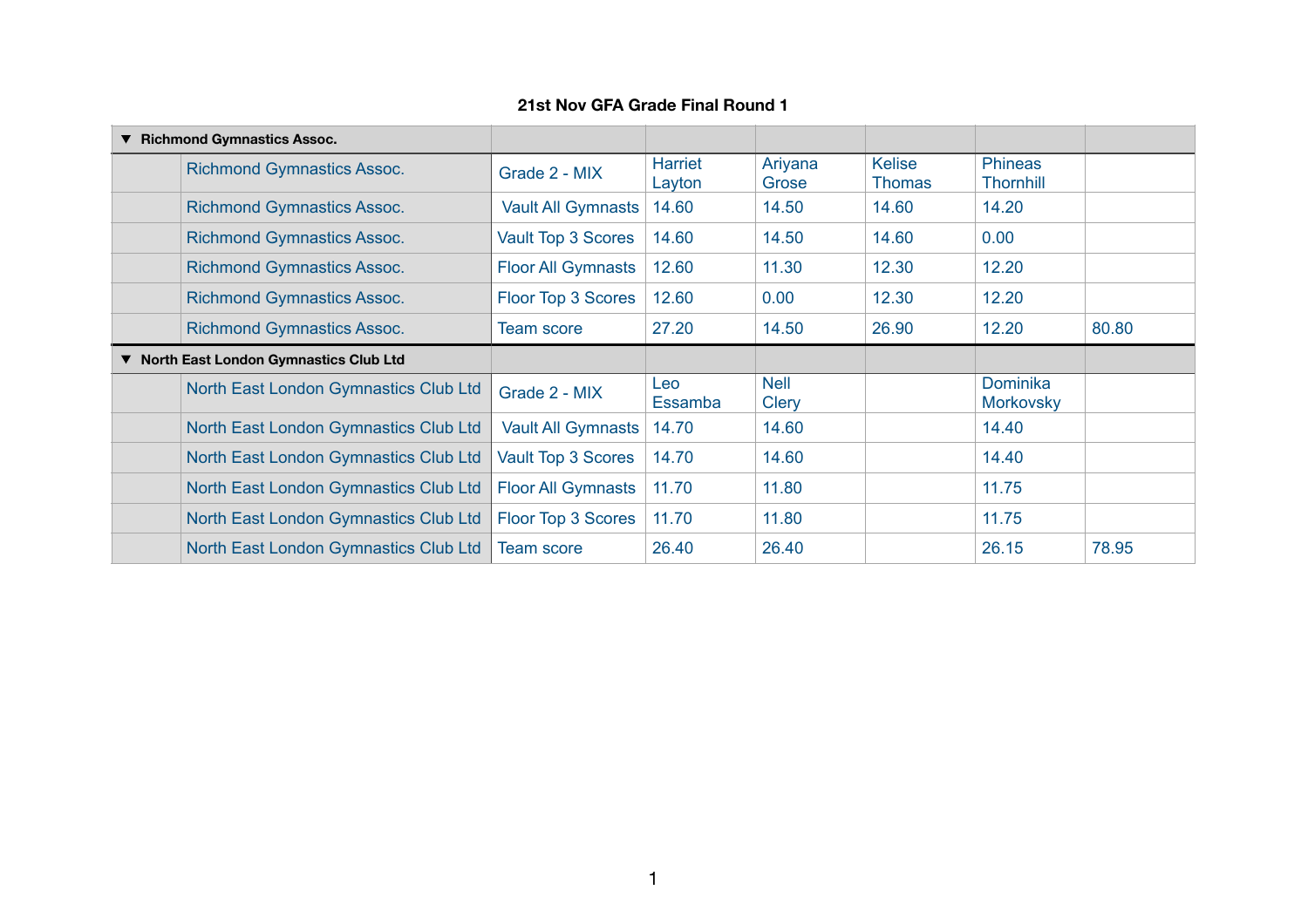**21st Nov GFA Grade Final Round 1**

| ▼ Richmond Gymnastics Assoc. | | | | | | | |
|---|---|---|---|---|---|---|---|
| | Richmond Gymnastics Assoc. | Grade 2 - MIX | Harriet Layton | Ariyana Grose | Kelise Thomas | Phineas Thornhill | |
| | Richmond Gymnastics Assoc. | Vault All Gymnasts | 14.60 | 14.50 | 14.60 | 14.20 | |
| | Richmond Gymnastics Assoc. | Vault Top 3 Scores | 14.60 | 14.50 | 14.60 | 0.00 | |
| | Richmond Gymnastics Assoc. | Floor All Gymnasts | 12.60 | 11.30 | 12.30 | 12.20 | |
| | Richmond Gymnastics Assoc. | Floor Top 3 Scores | 12.60 | 0.00 | 12.30 | 12.20 | |
| | Richmond Gymnastics Assoc. | Team score | 27.20 | 14.50 | 26.90 | 12.20 | 80.80 |
| **▼ North East London Gymnastics Club Ltd** | | | | | | | |
| | North East London Gymnastics Club Ltd | Grade 2 - MIX | Leo Essamba | Nell Clery | | Dominika Morkovsky | |
| | North East London Gymnastics Club Ltd | Vault All Gymnasts | 14.70 | 14.60 | | 14.40 | |
| | North East London Gymnastics Club Ltd | Vault Top 3 Scores | 14.70 | 14.60 | | 14.40 | |
| | North East London Gymnastics Club Ltd | Floor All Gymnasts | 11.70 | 11.80 | | 11.75 | |
| | North East London Gymnastics Club Ltd | Floor Top 3 Scores | 11.70 | 11.80 | | 11.75 | |
| | North East London Gymnastics Club Ltd | Team score | 26.40 | 26.40 | | 26.15 | 78.95 |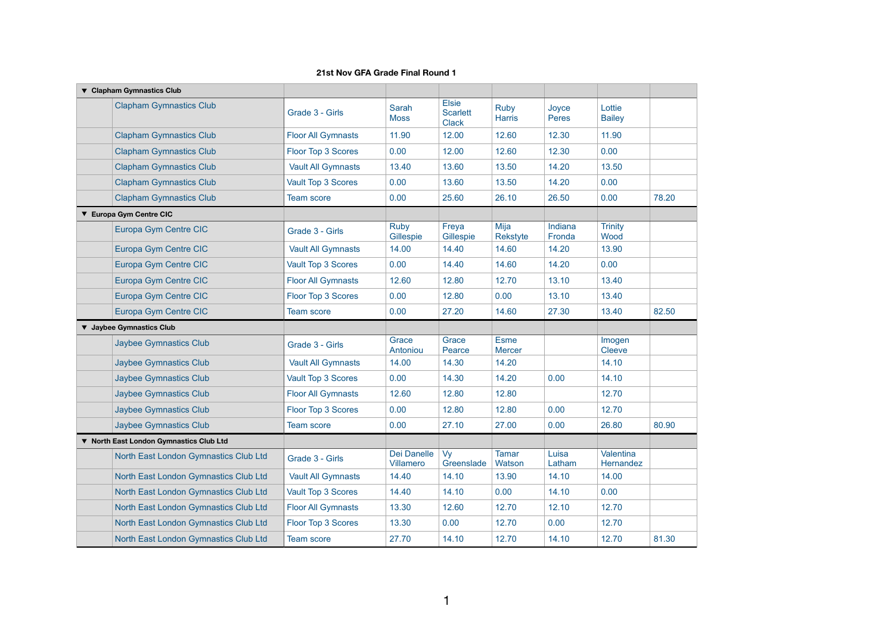**21st Nov GFA Grade Final Round 1**

| ▼ Clapham Gymnastics Club | | | | | | | | |
|---|---|---|---|---|---|---|---|---|
| | Clapham Gymnastics Club | Grade 3 - Girls | Sarah Moss | Elsie Scarlett Clack | Ruby Harris | Joyce Peres | Lottie Bailey | |
| | Clapham Gymnastics Club | Floor All Gymnasts | 11.90 | 12.00 | 12.60 | 12.30 | 11.90 | |
| | Clapham Gymnastics Club | Floor Top 3 Scores | 0.00 | 12.00 | 12.60 | 12.30 | 0.00 | |
| | Clapham Gymnastics Club | Vault All Gymnasts | 13.40 | 13.60 | 13.50 | 14.20 | 13.50 | |
| | Clapham Gymnastics Club | Vault Top 3 Scores | 0.00 | 13.60 | 13.50 | 14.20 | 0.00 | |
| | Clapham Gymnastics Club | Team score | 0.00 | 25.60 | 26.10 | 26.50 | 0.00 | 78.20 |
| ▼ Europa Gym Centre CIC | | | | | | | | |
| | Europa Gym Centre CIC | Grade 3 - Girls | Ruby Gillespie | Freya Gillespie | Mija Rekstyte | Indiana Fronda | Trinity Wood | |
| | Europa Gym Centre CIC | Vault All Gymnasts | 14.00 | 14.40 | 14.60 | 14.20 | 13.90 | |
| | Europa Gym Centre CIC | Vault Top 3 Scores | 0.00 | 14.40 | 14.60 | 14.20 | 0.00 | |
| | Europa Gym Centre CIC | Floor All Gymnasts | 12.60 | 12.80 | 12.70 | 13.10 | 13.40 | |
| | Europa Gym Centre CIC | Floor Top 3 Scores | 0.00 | 12.80 | 0.00 | 13.10 | 13.40 | |
| | Europa Gym Centre CIC | Team score | 0.00 | 27.20 | 14.60 | 27.30 | 13.40 | 82.50 |
| ▼ Jaybee Gymnastics Club | | | | | | | | |
| | Jaybee Gymnastics Club | Grade 3 - Girls | Grace Antoniou | Grace Pearce | Esme Mercer | | Imogen Cleeve | |
| | Jaybee Gymnastics Club | Vault All Gymnasts | 14.00 | 14.30 | 14.20 | | 14.10 | |
| | Jaybee Gymnastics Club | Vault Top 3 Scores | 0.00 | 14.30 | 14.20 | 0.00 | 14.10 | |
| | Jaybee Gymnastics Club | Floor All Gymnasts | 12.60 | 12.80 | 12.80 | | 12.70 | |
| | Jaybee Gymnastics Club | Floor Top 3 Scores | 0.00 | 12.80 | 12.80 | 0.00 | 12.70 | |
| | Jaybee Gymnastics Club | Team score | 0.00 | 27.10 | 27.00 | 0.00 | 26.80 | 80.90 |
| ▼ North East London Gymnastics Club Ltd | | | | | | | | |
| | North East London Gymnastics Club Ltd | Grade 3 - Girls | Dei Danelle Villamero | Vy Greenslade | Tamar Watson | Luisa Latham | Valentina Hernandez | |
| | North East London Gymnastics Club Ltd | Vault All Gymnasts | 14.40 | 14.10 | 13.90 | 14.10 | 14.00 | |
| | North East London Gymnastics Club Ltd | Vault Top 3 Scores | 14.40 | 14.10 | 0.00 | 14.10 | 0.00 | |
| | North East London Gymnastics Club Ltd | Floor All Gymnasts | 13.30 | 12.60 | 12.70 | 12.10 | 12.70 | |
| | North East London Gymnastics Club Ltd | Floor Top 3 Scores | 13.30 | 0.00 | 12.70 | 0.00 | 12.70 | |
| | North East London Gymnastics Club Ltd | Team score | 27.70 | 14.10 | 12.70 | 14.10 | 12.70 | 81.30 |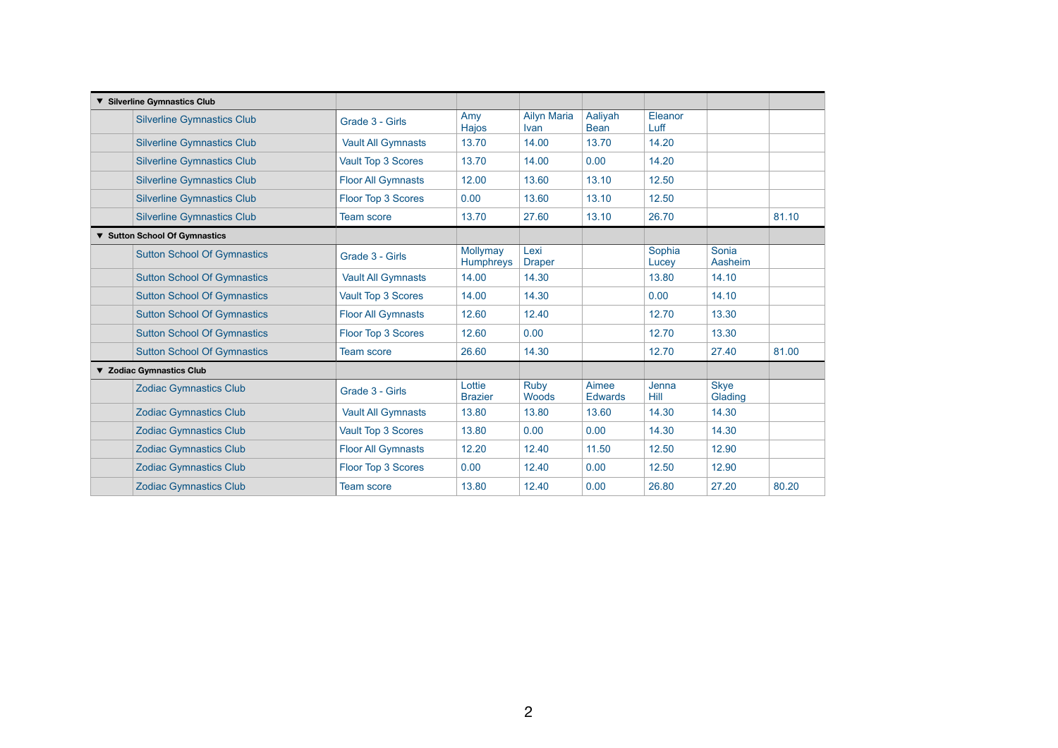| ▼ Silverline Gymnastics Club | | | | | | | | |
|---|---|---|---|---|---|---|---|---|
| | Silverline Gymnastics Club | Grade 3 - Girls | Amy Hajos | Ailyn Maria Ivan | Aaliyah Bean | Eleanor Luff | | |
| | Silverline Gymnastics Club | Vault All Gymnasts | 13.70 | 14.00 | 13.70 | 14.20 | | |
| | Silverline Gymnastics Club | Vault Top 3 Scores | 13.70 | 14.00 | 0.00 | 14.20 | | |
| | Silverline Gymnastics Club | Floor All Gymnasts | 12.00 | 13.60 | 13.10 | 12.50 | | |
| | Silverline Gymnastics Club | Floor Top 3 Scores | 0.00 | 13.60 | 13.10 | 12.50 | | |
| | Silverline Gymnastics Club | Team score | 13.70 | 27.60 | 13.10 | 26.70 | | 81.10 |
| ▼ Sutton School Of Gymnastics | | | | | | | | |
| | Sutton School Of Gymnastics | Grade 3 - Girls | Mollymay Humphreys | Lexi Draper | | Sophia Lucey | Sonia Aasheim | |
| | Sutton School Of Gymnastics | Vault All Gymnasts | 14.00 | 14.30 | | 13.80 | 14.10 | |
| | Sutton School Of Gymnastics | Vault Top 3 Scores | 14.00 | 14.30 | | 0.00 | 14.10 | |
| | Sutton School Of Gymnastics | Floor All Gymnasts | 12.60 | 12.40 | | 12.70 | 13.30 | |
| | Sutton School Of Gymnastics | Floor Top 3 Scores | 12.60 | 0.00 | | 12.70 | 13.30 | |
| | Sutton School Of Gymnastics | Team score | 26.60 | 14.30 | | 12.70 | 27.40 | 81.00 |
| ▼ Zodiac Gymnastics Club | | | | | | | | |
| | Zodiac Gymnastics Club | Grade 3 - Girls | Lottie Brazier | Ruby Woods | Aimee Edwards | Jenna Hill | Skye Glading | |
| | Zodiac Gymnastics Club | Vault All Gymnasts | 13.80 | 13.80 | 13.60 | 14.30 | 14.30 | |
| | Zodiac Gymnastics Club | Vault Top 3 Scores | 13.80 | 0.00 | 0.00 | 14.30 | 14.30 | |
| | Zodiac Gymnastics Club | Floor All Gymnasts | 12.20 | 12.40 | 11.50 | 12.50 | 12.90 | |
| | Zodiac Gymnastics Club | Floor Top 3 Scores | 0.00 | 12.40 | 0.00 | 12.50 | 12.90 | |
| | Zodiac Gymnastics Club | Team score | 13.80 | 12.40 | 0.00 | 26.80 | 27.20 | 80.20 |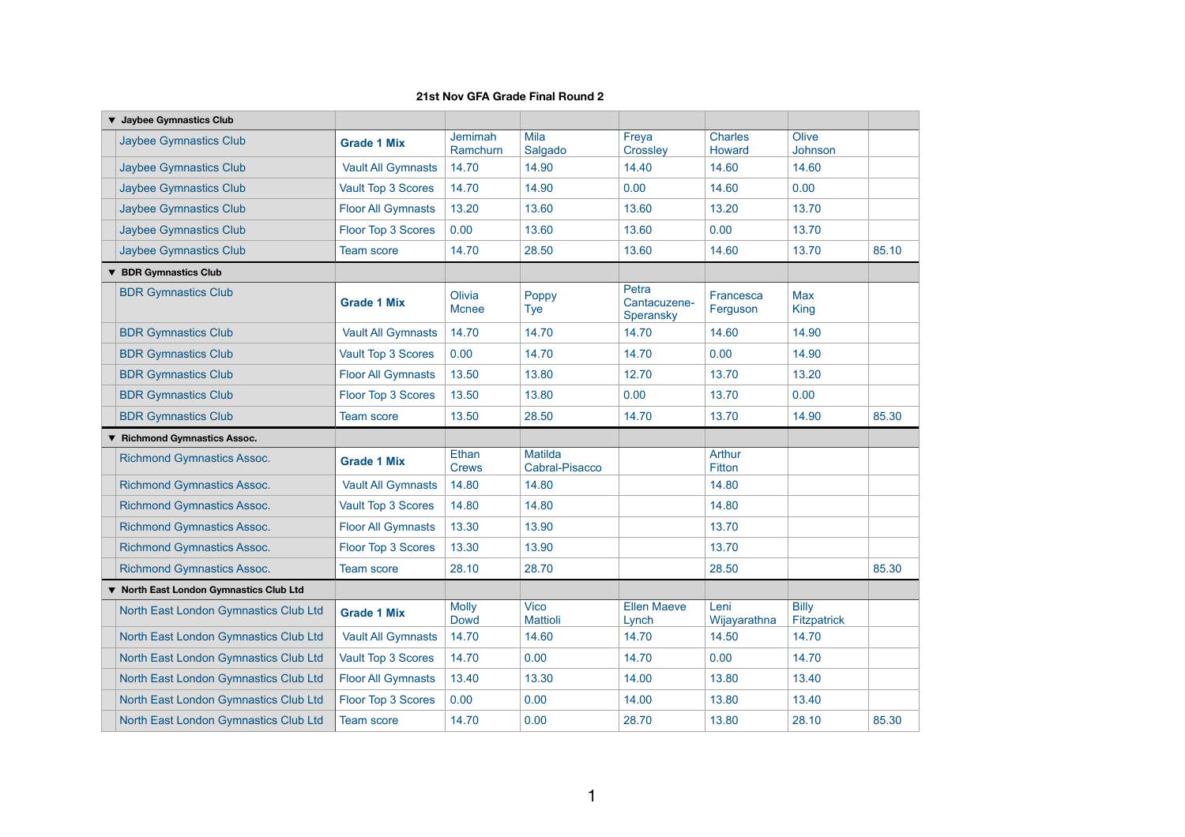**21st Nov GFA Grade Final Round 2**

| ▼ Jaybee Gymnastics Club | | | | | | | |
|---|---|---|---|---|---|---|---|
| Jaybee Gymnastics Club | **Grade 1 Mix** | Jemimah Ramchurn | Mila Salgado | Freya Crossley | Charles Howard | Olive Johnson | |
| Jaybee Gymnastics Club | Vault All Gymnasts | 14.70 | 14.90 | 14.40 | 14.60 | 14.60 | |
| Jaybee Gymnastics Club | Vault Top 3 Scores | 14.70 | 14.90 | 0.00 | 14.60 | 0.00 | |
| Jaybee Gymnastics Club | Floor All Gymnasts | 13.20 | 13.60 | 13.60 | 13.20 | 13.70 | |
| Jaybee Gymnastics Club | Floor Top 3 Scores | 0.00 | 13.60 | 13.60 | 0.00 | 13.70 | |
| Jaybee Gymnastics Club | Team score | 14.70 | 28.50 | 13.60 | 14.60 | 13.70 | 85.10 |
| ▼ BDR Gymnastics Club | | | | | | | |
| BDR Gymnastics Club | **Grade 1 Mix** | Olivia Mcnee | Poppy Tye | Petra Cantacuzene-Speransky | Francesca Ferguson | Max King | |
| BDR Gymnastics Club | Vault All Gymnasts | 14.70 | 14.70 | 14.70 | 14.60 | 14.90 | |
| BDR Gymnastics Club | Vault Top 3 Scores | 0.00 | 14.70 | 14.70 | 0.00 | 14.90 | |
| BDR Gymnastics Club | Floor All Gymnasts | 13.50 | 13.80 | 12.70 | 13.70 | 13.20 | |
| BDR Gymnastics Club | Floor Top 3 Scores | 13.50 | 13.80 | 0.00 | 13.70 | 0.00 | |
| BDR Gymnastics Club | Team score | 13.50 | 28.50 | 14.70 | 13.70 | 14.90 | 85.30 |
| ▼ Richmond Gymnastics Assoc. | | | | | | | |
| Richmond Gymnastics Assoc. | **Grade 1 Mix** | Ethan Crews | Matilda Cabral-Pisacco | | Arthur Fitton | | |
| Richmond Gymnastics Assoc. | Vault All Gymnasts | 14.80 | 14.80 | | 14.80 | | |
| Richmond Gymnastics Assoc. | Vault Top 3 Scores | 14.80 | 14.80 | | 14.80 | | |
| Richmond Gymnastics Assoc. | Floor All Gymnasts | 13.30 | 13.90 | | 13.70 | | |
| Richmond Gymnastics Assoc. | Floor Top 3 Scores | 13.30 | 13.90 | | 13.70 | | |
| Richmond Gymnastics Assoc. | Team score | 28.10 | 28.70 | | 28.50 | | 85.30 |
| ▼ North East London Gymnastics Club Ltd | | | | | | | |
| North East London Gymnastics Club Ltd | **Grade 1 Mix** | Molly Dowd | Vico Mattioli | Ellen Maeve Lynch | Leni Wijayarathna | Billy Fitzpatrick | |
| North East London Gymnastics Club Ltd | Vault All Gymnasts | 14.70 | 14.60 | 14.70 | 14.50 | 14.70 | |
| North East London Gymnastics Club Ltd | Vault Top 3 Scores | 14.70 | 0.00 | 14.70 | 0.00 | 14.70 | |
| North East London Gymnastics Club Ltd | Floor All Gymnasts | 13.40 | 13.30 | 14.00 | 13.80 | 13.40 | |
| North East London Gymnastics Club Ltd | Floor Top 3 Scores | 0.00 | 0.00 | 14.00 | 13.80 | 13.40 | |
| North East London Gymnastics Club Ltd | Team score | 14.70 | 0.00 | 28.70 | 13.80 | 28.10 | 85.30 |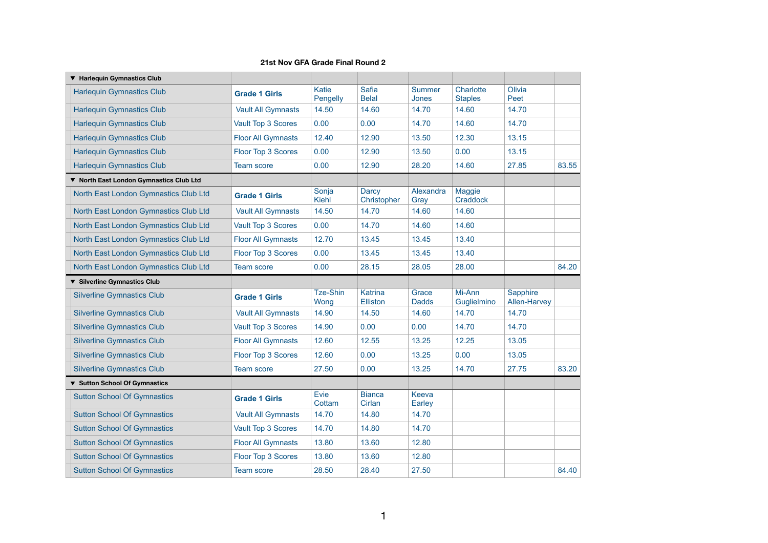# 21st Nov GFA Grade Final Round 2

| | | | | | | | |
|---|---|---|---|---|---|---|---|
| ▼ **Harlequin Gymnastics Club** | | | | | | | |
| Harlequin Gymnastics Club | **Grade 1 Girls** | Katie Pengelly | Safia Belal | Summer Jones | Charlotte Staples | Olivia Peet | |
| Harlequin Gymnastics Club | Vault All Gymnasts | 14.50 | 14.60 | 14.70 | 14.60 | 14.70 | |
| Harlequin Gymnastics Club | Vault Top 3 Scores | 0.00 | 0.00 | 14.70 | 14.60 | 14.70 | |
| Harlequin Gymnastics Club | Floor All Gymnasts | 12.40 | 12.90 | 13.50 | 12.30 | 13.15 | |
| Harlequin Gymnastics Club | Floor Top 3 Scores | 0.00 | 12.90 | 13.50 | 0.00 | 13.15 | |
| Harlequin Gymnastics Club | Team score | 0.00 | 12.90 | 28.20 | 14.60 | 27.85 | 83.55 |
| ▼ **North East London Gymnastics Club Ltd** | | | | | | | |
| North East London Gymnastics Club Ltd | **Grade 1 Girls** | Sonja Kiehl | Darcy Christopher | Alexandra Gray | Maggie Craddock | | |
| North East London Gymnastics Club Ltd | Vault All Gymnasts | 14.50 | 14.70 | 14.60 | 14.60 | | |
| North East London Gymnastics Club Ltd | Vault Top 3 Scores | 0.00 | 14.70 | 14.60 | 14.60 | | |
| North East London Gymnastics Club Ltd | Floor All Gymnasts | 12.70 | 13.45 | 13.45 | 13.40 | | |
| North East London Gymnastics Club Ltd | Floor Top 3 Scores | 0.00 | 13.45 | 13.45 | 13.40 | | |
| North East London Gymnastics Club Ltd | Team score | 0.00 | 28.15 | 28.05 | 28.00 | | 84.20 |
| ▼ **Silverline Gymnastics Club** | | | | | | | |
| Silverline Gymnastics Club | **Grade 1 Girls** | Tze-Shin Wong | Katrina Elliston | Grace Dadds | Mi-Ann Guglielmino | Sapphire Allen-Harvey | |
| Silverline Gymnastics Club | Vault All Gymnasts | 14.90 | 14.50 | 14.60 | 14.70 | 14.70 | |
| Silverline Gymnastics Club | Vault Top 3 Scores | 14.90 | 0.00 | 0.00 | 14.70 | 14.70 | |
| Silverline Gymnastics Club | Floor All Gymnasts | 12.60 | 12.55 | 13.25 | 12.25 | 13.05 | |
| Silverline Gymnastics Club | Floor Top 3 Scores | 12.60 | 0.00 | 13.25 | 0.00 | 13.05 | |
| Silverline Gymnastics Club | Team score | 27.50 | 0.00 | 13.25 | 14.70 | 27.75 | 83.20 |
| ▼ **Sutton School Of Gymnastics** | | | | | | | |
| Sutton School Of Gymnastics | **Grade 1 Girls** | Evie Cottam | Bianca Cirlan | Keeva Earley | | | |
| Sutton School Of Gymnastics | Vault All Gymnasts | 14.70 | 14.80 | 14.70 | | | |
| Sutton School Of Gymnastics | Vault Top 3 Scores | 14.70 | 14.80 | 14.70 | | | |
| Sutton School Of Gymnastics | Floor All Gymnasts | 13.80 | 13.60 | 12.80 | | | |
| Sutton School Of Gymnastics | Floor Top 3 Scores | 13.80 | 13.60 | 12.80 | | | |
| Sutton School Of Gymnastics | Team score | 28.50 | 28.40 | 27.50 | | | 84.40 |